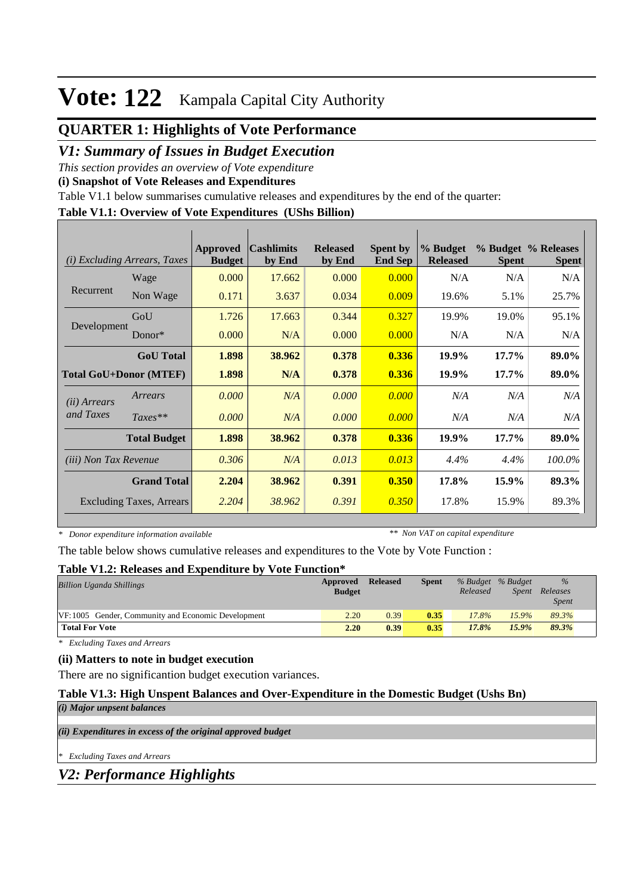# Vote: 122 Kampala Capital City Authority

## QUARTER 1: Highlights of Vote Performance

## *V1: Summary of Issues in Budget Execution*

*This section provides an overview of Vote expenditure*

**(i) Snapshot of Vote Releases and Expenditures**

Table V1.1 below summarises cumulative releases and expenditures by the end of the quarter:

**Table V1.1: Overview of Vote Expenditures (UShs Billion)**

| *(i) Excluding Arrears, Taxes* | | Approved Budget | Cashlimits by End | Released by End | Spent by End Sep | % Budget Released | % Budget Spent | % Releases Spent |
|---|---|---|---|---|---|---|---|---|
| Recurrent | Wage | 0.000 | 17.662 | 0.000 | 0.000 | N/A | N/A | N/A |
| | Non Wage | 0.171 | 3.637 | 0.034 | 0.009 | 19.6% | 5.1% | 25.7% |
| Development | GoU | 1.726 | 17.663 | 0.344 | 0.327 | 19.9% | 19.0% | 95.1% |
| | Donor* | 0.000 | N/A | 0.000 | 0.000 | N/A | N/A | N/A |
| | **GoU Total** | **1.898** | **38.962** | **0.378** | **0.336** | **19.9%** | **17.7%** | **89.0%** |
| **Total GoU+Donor (MTEF)** | | **1.898** | **N/A** | **0.378** | **0.336** | **19.9%** | **17.7%** | **89.0%** |
| *(ii) Arrears and Taxes* | *Arrears* | *0.000* | *N/A* | *0.000* | *0.000* | *N/A* | *N/A* | *N/A* |
| | *Taxes*** | *0.000* | *N/A* | *0.000* | *0.000* | *N/A* | *N/A* | *N/A* |
| | **Total Budget** | **1.898** | **38.962** | **0.378** | **0.336** | **19.9%** | **17.7%** | **89.0%** |
| *(iii) Non Tax Revenue* | | *0.306* | *N/A* | *0.013* | *0.013* | *4.4%* | *4.4%* | *100.0%* |
| | **Grand Total** | **2.204** | **38.962** | **0.391** | **0.350** | **17.8%** | **15.9%** | **89.3%** |
| | Excluding Taxes, Arrears | *2.204* | *38.962* | *0.391* | *0.350* | 17.8% | 15.9% | 89.3% |

\* *Donor expenditure information available* ** *Non VAT on capital expenditure*

The table below shows cumulative releases and expenditures to the Vote by Vote Function :

**Table V1.2: Releases and Expenditure by Vote Function***

| *Billion Uganda Shillings* | Approved Budget | Released | Spent | *% Budget Released* | *% Budget Spent* | *% Releases Spent* |
|---|---|---|---|---|---|---|
| VF:1005 Gender, Community and Economic Development | 2.20 | 0.39 | 0.35 | *17.8%* | *15.9%* | *89.3%* |
| **Total For Vote** | **2.20** | **0.39** | **0.35** | ***17.8%*** | ***15.9%*** | ***89.3%*** |

\* *Excluding Taxes and Arrears*

**(ii) Matters to note in budget execution**

There are no significantion budget execution variances.

**Table V1.3: High Unspent Balances and Over-Expenditure in the Domestic Budget (Ushs Bn)**

***(i) Major unpsent balances***

***(ii) Expenditures in excess of the original approved budget***

\* *Excluding Taxes and Arrears*

## *V2: Performance Highlights*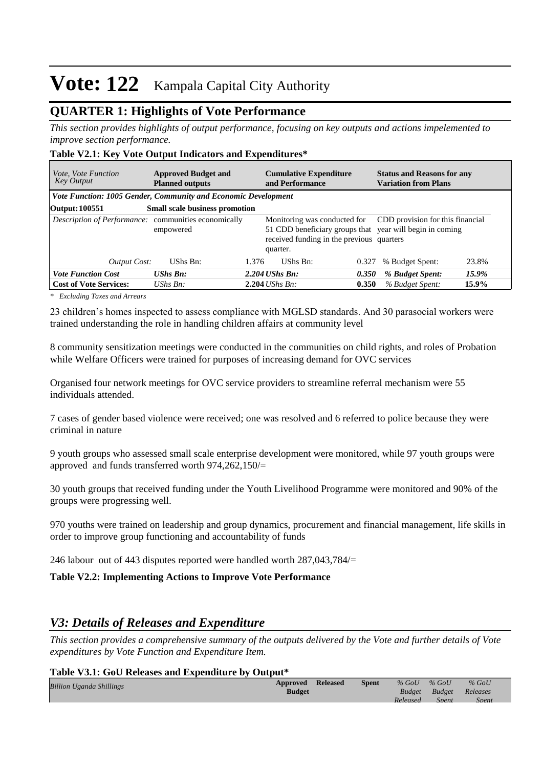# Vote: 122 Kampala Capital City Authority

## QUARTER 1: Highlights of Vote Performance

*This section provides highlights of output performance, focusing on key outputs and actions impelemented to improve section performance.*

**Table V2.1: Key Vote Output Indicators and Expenditures***

| *Vote, Vote Function Key Output* | **Approved Budget and Planned outputs** | | **Cumulative Expenditure and Performance** | | **Status and Reasons for any Variation from Plans** | |
|---|---|---|---|---|---|---|
| ***Vote Function: 1005 Gender, Community and Economic Development*** | | | | | | |
| **Output: 100551** | **Small scale business promotion** | | | | | |
| *Description of Performance:* | communities economically empowered | | Monitoring was conducted for 51 CDD beneficiary groups that received funding in the previous quarter. | | CDD provision for this financial year will begin in coming quarters | |
| *Output Cost:* | UShs Bn: | 1.376 | UShs Bn: | 0.327 | % Budget Spent: | 23.8% |
| ***Vote Function Cost*** | ***UShs Bn:*** | ***2.204*** | ***UShs Bn:*** | ***0.350*** | ***% Budget Spent:*** | ***15.9%*** |
| **Cost of Vote Services:** | *UShs Bn:* | **2.204** | *UShs Bn:* | **0.350** | *% Budget Spent:* | **15.9%** |

*\* Excluding Taxes and Arrears*

23 children's homes inspected to assess compliance with MGLSD standards. And 30 parasocial workers were trained understanding the role in handling children affairs at community level

8 community sensitization meetings were conducted in the communities on child rights, and roles of Probation while Welfare Officers were trained for purposes of increasing demand for OVC services

Organised four network meetings for OVC service providers to streamline referral mechanism were 55 individuals attended.

7 cases of gender based violence were received; one was resolved and 6 referred to police because they were criminal in nature

9 youth groups who assessed small scale enterprise development were monitored, while 97 youth groups were approved and funds transferred worth 974,262,150/=

30 youth groups that received funding under the Youth Livelihood Programme were monitored and 90% of the groups were progressing well.

970 youths were trained on leadership and group dynamics, procurement and financial management, life skills in order to improve group functioning and accountability of funds

246 labour out of 443 disputes reported were handled worth 287,043,784/=

**Table V2.2: Implementing Actions to Improve Vote Performance**

## *V3: Details of Releases and Expenditure*

*This section provides a comprehensive summary of the outputs delivered by the Vote and further details of Vote expenditures by Vote Function and Expenditure Item.*

**Table V3.1: GoU Releases and Expenditure by Output***

| *Billion Uganda Shillings* | **Approved Budget** | **Released** | **Spent** | *% GoU Budget Released* | *% GoU Budget Spent* | *% GoU Releases Spent* |
|---|---|---|---|---|---|---|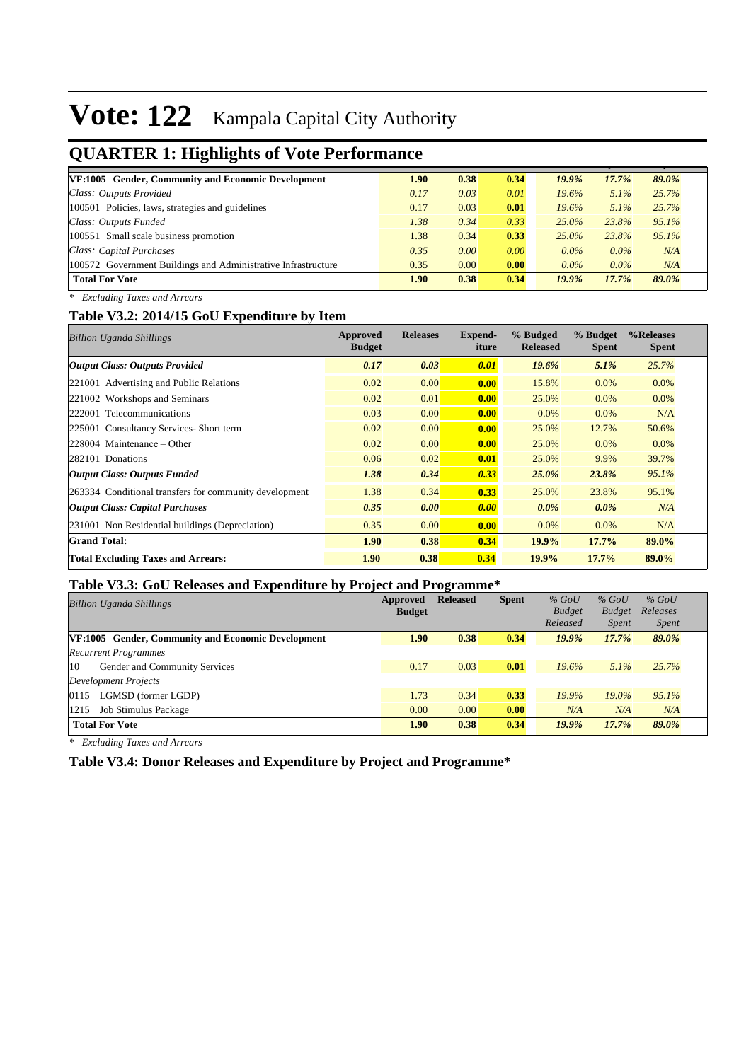# Vote: 122 Kampala Capital City Authority

## QUARTER 1: Highlights of Vote Performance

| | | | | | | |
|---|---|---|---|---|---|---|
| **VF:1005 Gender, Community and Economic Development** | **1.90** | **0.38** | **0.34** | ***19.9%*** | ***17.7%*** | ***89.0%*** |
| *Class: Outputs Provided* | *0.17* | *0.03* | *0.01* | *19.6%* | *5.1%* | *25.7%* |
| 100501 Policies, laws, strategies and guidelines | 0.17 | 0.03 | **0.01** | *19.6%* | *5.1%* | *25.7%* |
| *Class: Outputs Funded* | *1.38* | *0.34* | *0.33* | *25.0%* | *23.8%* | *95.1%* |
| 100551 Small scale business promotion | 1.38 | 0.34 | **0.33** | *25.0%* | *23.8%* | *95.1%* |
| *Class: Capital Purchases* | *0.35* | *0.00* | *0.00* | *0.0%* | *0.0%* | *N/A* |
| 100572 Government Buildings and Administrative Infrastructure | 0.35 | 0.00 | **0.00** | *0.0%* | *0.0%* | *N/A* |
| **Total For Vote** | **1.90** | **0.38** | **0.34** | ***19.9%*** | ***17.7%*** | ***89.0%*** |

*\* Excluding Taxes and Arrears*

### Table V3.2: 2014/15 GoU Expenditure by Item

| *Billion Uganda Shillings* | Approved Budget | Releases | Expend-iture | % Budged Released | % Budget Spent | %Releases Spent |
|---|---|---|---|---|---|---|
| ***Output Class: Outputs Provided*** | ***0.17*** | ***0.03*** | ***0.01*** | ***19.6%*** | ***5.1%*** | *25.7%* |
| 221001 Advertising and Public Relations | 0.02 | 0.00 | **0.00** | 15.8% | 0.0% | 0.0% |
| 221002 Workshops and Seminars | 0.02 | 0.01 | **0.00** | 25.0% | 0.0% | 0.0% |
| 222001 Telecommunications | 0.03 | 0.00 | **0.00** | 0.0% | 0.0% | N/A |
| 225001 Consultancy Services- Short term | 0.02 | 0.00 | **0.00** | 25.0% | 12.7% | 50.6% |
| 228004 Maintenance – Other | 0.02 | 0.00 | **0.00** | 25.0% | 0.0% | 0.0% |
| 282101 Donations | 0.06 | 0.02 | **0.01** | 25.0% | 9.9% | 39.7% |
| ***Output Class: Outputs Funded*** | ***1.38*** | ***0.34*** | ***0.33*** | ***25.0%*** | ***23.8%*** | *95.1%* |
| 263334 Conditional transfers for community development | 1.38 | 0.34 | **0.33** | 25.0% | 23.8% | 95.1% |
| ***Output Class: Capital Purchases*** | ***0.35*** | ***0.00*** | ***0.00*** | ***0.0%*** | ***0.0%*** | *N/A* |
| 231001 Non Residential buildings (Depreciation) | 0.35 | 0.00 | **0.00** | 0.0% | 0.0% | N/A |
| **Grand Total:** | **1.90** | **0.38** | **0.34** | **19.9%** | **17.7%** | **89.0%** |
| **Total Excluding Taxes and Arrears:** | **1.90** | **0.38** | **0.34** | **19.9%** | **17.7%** | **89.0%** |

### Table V3.3: GoU Releases and Expenditure by Project and Programme*

| *Billion Uganda Shillings* | Approved Budget | Released | Spent | *% GoU Budget Released* | *% GoU Budget Spent* | *% GoU Releases Spent* |
|---|---|---|---|---|---|---|
| **VF:1005 Gender, Community and Economic Development** | **1.90** | **0.38** | **0.34** | ***19.9%*** | ***17.7%*** | ***89.0%*** |
| *Recurrent Programmes* | | | | | | |
| 10 Gender and Community Services | 0.17 | 0.03 | **0.01** | *19.6%* | *5.1%* | *25.7%* |
| *Development Projects* | | | | | | |
| 0115 LGMSD (former LGDP) | 1.73 | 0.34 | **0.33** | *19.9%* | *19.0%* | *95.1%* |
| 1215 Job Stimulus Package | 0.00 | 0.00 | **0.00** | *N/A* | *N/A* | *N/A* |
| **Total For Vote** | **1.90** | **0.38** | **0.34** | ***19.9%*** | ***17.7%*** | ***89.0%*** |

*\* Excluding Taxes and Arrears*

### Table V3.4: Donor Releases and Expenditure by Project and Programme*